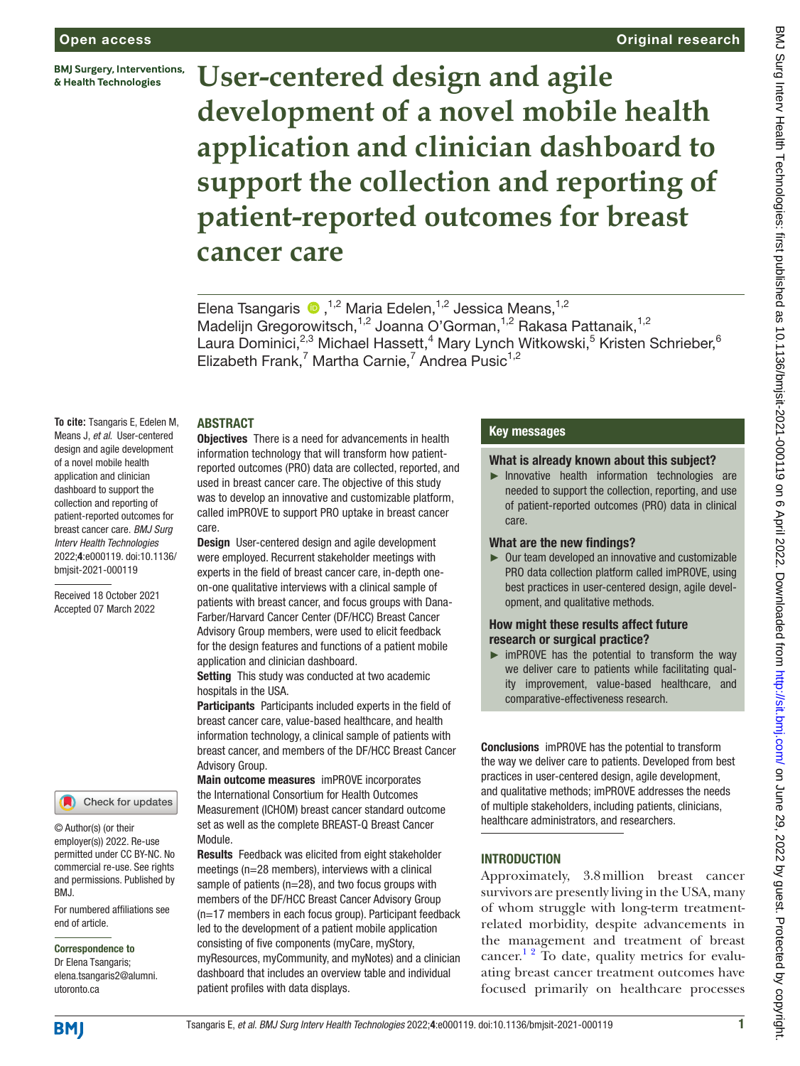# User-centered design and agile development of a novel mobile health application and clinician dashboard to support the collection and reporting of patient-reported outcomes for breast cancer care

Elena Tsangaris,[1,2] Maria Edelen,[1,2] Jessica Means,[1,2] Madelijn Gregorowitsch,[1,2] Joanna O'Gorman,[1,2] Rakasa Pattanaik,[1,2] Laura Dominici,[2,3] Michael Hassett,[4] Mary Lynch Witkowski,[5] Kristen Schrieber,[6] Elizabeth Frank,[7] Martha Carnie,[7] Andrea Pusic[1,2]

**To cite:** Tsangaris E, Edelen M, Means J, *et al*. User-centered design and agile development of a novel mobile health application and clinician dashboard to support the collection and reporting of patient-reported outcomes for breast cancer care. *BMJ Surg Interv Health Technologies* 2022;**4**:e000119. doi:10.1136/bmjsit-2021-000119

Received 18 October 2021
Accepted 07 March 2022

© Author(s) (or their employer(s)) 2022. Re-use permitted under CC BY-NC. No commercial re-use. See rights and permissions. Published by BMJ.

For numbered affiliations see end of article.

**Correspondence to**
Dr Elena Tsangaris; elena.tsangaris2@alumni.utoronto.ca

## ABSTRACT

**Objectives** There is a need for advancements in health information technology that will transform how patient-reported outcomes (PRO) data are collected, reported, and used in breast cancer care. The objective of this study was to develop an innovative and customizable platform, called imPROVE to support PRO uptake in breast cancer care.

**Design** User-centered design and agile development were employed. Recurrent stakeholder meetings with experts in the field of breast cancer care, in-depth one-on-one qualitative interviews with a clinical sample of patients with breast cancer, and focus groups with Dana-Farber/Harvard Cancer Center (DF/HCC) Breast Cancer Advisory Group members, were used to elicit feedback for the design features and functions of a patient mobile application and clinician dashboard.

**Setting** This study was conducted at two academic hospitals in the USA.

**Participants** Participants included experts in the field of breast cancer care, value-based healthcare, and health information technology, a clinical sample of patients with breast cancer, and members of the DF/HCC Breast Cancer Advisory Group.

**Main outcome measures** imPROVE incorporates the International Consortium for Health Outcomes Measurement (ICHOM) breast cancer standard outcome set as well as the complete BREAST-Q Breast Cancer Module.

**Results** Feedback was elicited from eight stakeholder meetings (n=28 members), interviews with a clinical sample of patients (n=28), and two focus groups with members of the DF/HCC Breast Cancer Advisory Group (n=17 members in each focus group). Participant feedback led to the development of a patient mobile application consisting of five components (myCare, myStory, myResources, myCommunity, and myNotes) and a clinician dashboard that includes an overview table and individual patient profiles with data displays.

**Conclusions** imPROVE has the potential to transform the way we deliver care to patients. Developed from best practices in user-centered design, agile development, and qualitative methods; imPROVE addresses the needs of multiple stakeholders, including patients, clinicians, healthcare administrators, and researchers.

## Key messages

### What is already known about this subject?

- Innovative health information technologies are needed to support the collection, reporting, and use of patient-reported outcomes (PRO) data in clinical care.

### What are the new findings?

- Our team developed an innovative and customizable PRO data collection platform called imPROVE, using best practices in user-centered design, agile development, and qualitative methods.

### How might these results affect future research or surgical practice?

- imPROVE has the potential to transform the way we deliver care to patients while facilitating quality improvement, value-based healthcare, and comparative-effectiveness research.

## INTRODUCTION

Approximately, 3.8 million breast cancer survivors are presently living in the USA, many of whom struggle with long-term treatment-related morbidity, despite advancements in the management and treatment of breast cancer.[1,2] To date, quality metrics for evaluating breast cancer treatment outcomes have focused primarily on healthcare processes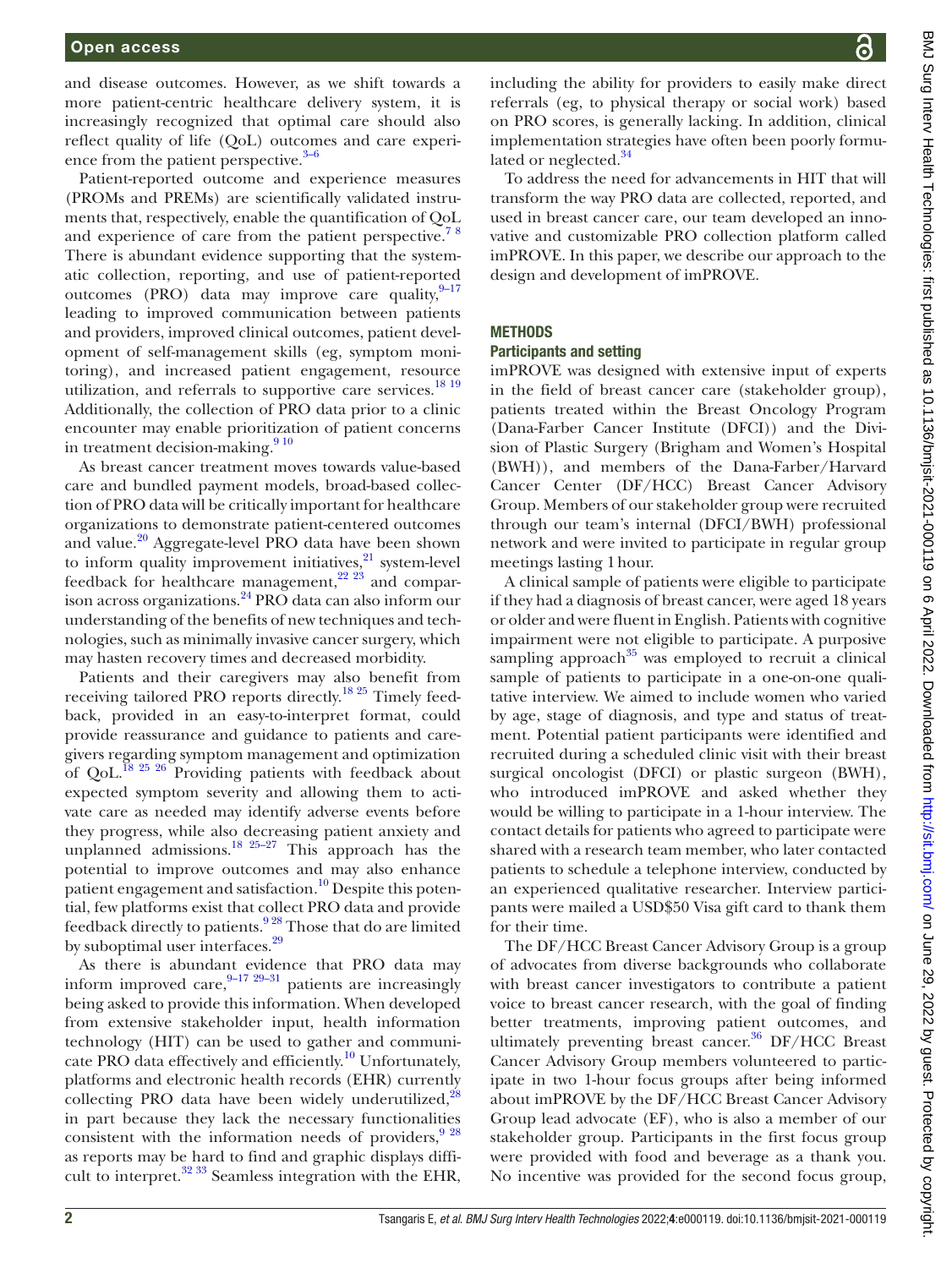and disease outcomes. However, as we shift towards a more patient-centric healthcare delivery system, it is increasingly recognized that optimal care should also reflect quality of life (QoL) outcomes and care experience from the patient perspective.[3–6]

Patient-reported outcome and experience measures (PROMs and PREMs) are scientifically validated instruments that, respectively, enable the quantification of QoL and experience of care from the patient perspective.[7 8] There is abundant evidence supporting that the systematic collection, reporting, and use of patient-reported outcomes (PRO) data may improve care quality,[9–17] leading to improved communication between patients and providers, improved clinical outcomes, patient development of self-management skills (eg, symptom monitoring), and increased patient engagement, resource utilization, and referrals to supportive care services.[18 19] Additionally, the collection of PRO data prior to a clinic encounter may enable prioritization of patient concerns in treatment decision-making.[9 10]

As breast cancer treatment moves towards value-based care and bundled payment models, broad-based collection of PRO data will be critically important for healthcare organizations to demonstrate patient-centered outcomes and value.[20] Aggregate-level PRO data have been shown to inform quality improvement initiatives,[21] system-level feedback for healthcare management,[22 23] and comparison across organizations.[24] PRO data can also inform our understanding of the benefits of new techniques and technologies, such as minimally invasive cancer surgery, which may hasten recovery times and decreased morbidity.

Patients and their caregivers may also benefit from receiving tailored PRO reports directly.[18 25] Timely feedback, provided in an easy-to-interpret format, could provide reassurance and guidance to patients and caregivers regarding symptom management and optimization of QoL.[18 25 26] Providing patients with feedback about expected symptom severity and allowing them to activate care as needed may identify adverse events before they progress, while also decreasing patient anxiety and unplanned admissions.[18 25–27] This approach has the potential to improve outcomes and may also enhance patient engagement and satisfaction.[10] Despite this potential, few platforms exist that collect PRO data and provide feedback directly to patients.[9 28] Those that do are limited by suboptimal user interfaces.[29]

As there is abundant evidence that PRO data may inform improved care,[9–17 29–31] patients are increasingly being asked to provide this information. When developed from extensive stakeholder input, health information technology (HIT) can be used to gather and communicate PRO data effectively and efficiently.[10] Unfortunately, platforms and electronic health records (EHR) currently collecting PRO data have been widely underutilized,[28] in part because they lack the necessary functionalities consistent with the information needs of providers,[9 28] as reports may be hard to find and graphic displays difficult to interpret.[32 33] Seamless integration with the EHR, including the ability for providers to easily make direct referrals (eg, to physical therapy or social work) based on PRO scores, is generally lacking. In addition, clinical implementation strategies have often been poorly formulated or neglected.[34]

To address the need for advancements in HIT that will transform the way PRO data are collected, reported, and used in breast cancer care, our team developed an innovative and customizable PRO collection platform called imPROVE. In this paper, we describe our approach to the design and development of imPROVE.

## METHODS

### Participants and setting

imPROVE was designed with extensive input of experts in the field of breast cancer care (stakeholder group), patients treated within the Breast Oncology Program (Dana-Farber Cancer Institute (DFCI)) and the Division of Plastic Surgery (Brigham and Women's Hospital (BWH)), and members of the Dana-Farber/Harvard Cancer Center (DF/HCC) Breast Cancer Advisory Group. Members of our stakeholder group were recruited through our team's internal (DFCI/BWH) professional network and were invited to participate in regular group meetings lasting 1 hour.

A clinical sample of patients were eligible to participate if they had a diagnosis of breast cancer, were aged 18 years or older and were fluent in English. Patients with cognitive impairment were not eligible to participate. A purposive sampling approach[35] was employed to recruit a clinical sample of patients to participate in a one-on-one qualitative interview. We aimed to include women who varied by age, stage of diagnosis, and type and status of treatment. Potential patient participants were identified and recruited during a scheduled clinic visit with their breast surgical oncologist (DFCI) or plastic surgeon (BWH), who introduced imPROVE and asked whether they would be willing to participate in a 1-hour interview. The contact details for patients who agreed to participate were shared with a research team member, who later contacted patients to schedule a telephone interview, conducted by an experienced qualitative researcher. Interview participants were mailed a USD$50 Visa gift card to thank them for their time.

The DF/HCC Breast Cancer Advisory Group is a group of advocates from diverse backgrounds who collaborate with breast cancer investigators to contribute a patient voice to breast cancer research, with the goal of finding better treatments, improving patient outcomes, and ultimately preventing breast cancer.[36] DF/HCC Breast Cancer Advisory Group members volunteered to participate in two 1-hour focus groups after being informed about imPROVE by the DF/HCC Breast Cancer Advisory Group lead advocate (EF), who is also a member of our stakeholder group. Participants in the first focus group were provided with food and beverage as a thank you. No incentive was provided for the second focus group,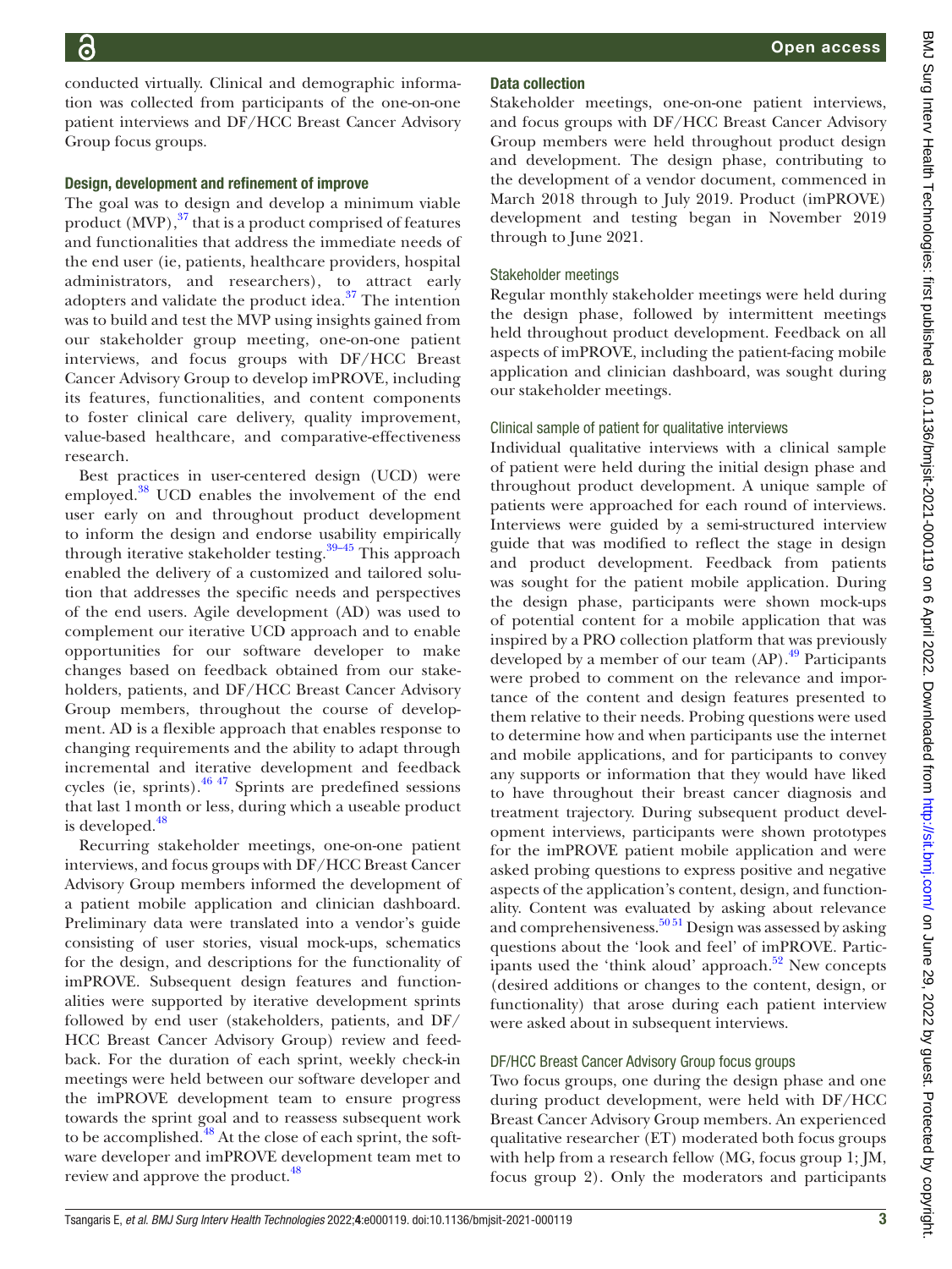conducted virtually. Clinical and demographic information was collected from participants of the one-on-one patient interviews and DF/HCC Breast Cancer Advisory Group focus groups.

### Design, development and refinement of improve

The goal was to design and develop a minimum viable product (MVP),[37] that is a product comprised of features and functionalities that address the immediate needs of the end user (ie, patients, healthcare providers, hospital administrators, and researchers), to attract early adopters and validate the product idea.[37] The intention was to build and test the MVP using insights gained from our stakeholder group meeting, one-on-one patient interviews, and focus groups with DF/HCC Breast Cancer Advisory Group to develop imPROVE, including its features, functionalities, and content components to foster clinical care delivery, quality improvement, value-based healthcare, and comparative-effectiveness research.

Best practices in user-centered design (UCD) were employed.[38] UCD enables the involvement of the end user early on and throughout product development to inform the design and endorse usability empirically through iterative stakeholder testing.[39–45] This approach enabled the delivery of a customized and tailored solution that addresses the specific needs and perspectives of the end users. Agile development (AD) was used to complement our iterative UCD approach and to enable opportunities for our software developer to make changes based on feedback obtained from our stakeholders, patients, and DF/HCC Breast Cancer Advisory Group members, throughout the course of development. AD is a flexible approach that enables response to changing requirements and the ability to adapt through incremental and iterative development and feedback cycles (ie, sprints).[46 47] Sprints are predefined sessions that last 1 month or less, during which a useable product is developed.[48]

Recurring stakeholder meetings, one-on-one patient interviews, and focus groups with DF/HCC Breast Cancer Advisory Group members informed the development of a patient mobile application and clinician dashboard. Preliminary data were translated into a vendor's guide consisting of user stories, visual mock-ups, schematics for the design, and descriptions for the functionality of imPROVE. Subsequent design features and functionalities were supported by iterative development sprints followed by end user (stakeholders, patients, and DF/HCC Breast Cancer Advisory Group) review and feedback. For the duration of each sprint, weekly check-in meetings were held between our software developer and the imPROVE development team to ensure progress towards the sprint goal and to reassess subsequent work to be accomplished.[48] At the close of each sprint, the software developer and imPROVE development team met to review and approve the product.[48]

### Data collection

Stakeholder meetings, one-on-one patient interviews, and focus groups with DF/HCC Breast Cancer Advisory Group members were held throughout product design and development. The design phase, contributing to the development of a vendor document, commenced in March 2018 through to July 2019. Product (imPROVE) development and testing began in November 2019 through to June 2021.

#### Stakeholder meetings

Regular monthly stakeholder meetings were held during the design phase, followed by intermittent meetings held throughout product development. Feedback on all aspects of imPROVE, including the patient-facing mobile application and clinician dashboard, was sought during our stakeholder meetings.

#### Clinical sample of patient for qualitative interviews

Individual qualitative interviews with a clinical sample of patient were held during the initial design phase and throughout product development. A unique sample of patients were approached for each round of interviews. Interviews were guided by a semi-structured interview guide that was modified to reflect the stage in design and product development. Feedback from patients was sought for the patient mobile application. During the design phase, participants were shown mock-ups of potential content for a mobile application that was inspired by a PRO collection platform that was previously developed by a member of our team (AP).[49] Participants were probed to comment on the relevance and importance of the content and design features presented to them relative to their needs. Probing questions were used to determine how and when participants use the internet and mobile applications, and for participants to convey any supports or information that they would have liked to have throughout their breast cancer diagnosis and treatment trajectory. During subsequent product development interviews, participants were shown prototypes for the imPROVE patient mobile application and were asked probing questions to express positive and negative aspects of the application's content, design, and functionality. Content was evaluated by asking about relevance and comprehensiveness.[50 51] Design was assessed by asking questions about the 'look and feel' of imPROVE. Participants used the 'think aloud' approach.[52] New concepts (desired additions or changes to the content, design, or functionality) that arose during each patient interview were asked about in subsequent interviews.

#### DF/HCC Breast Cancer Advisory Group focus groups

Two focus groups, one during the design phase and one during product development, were held with DF/HCC Breast Cancer Advisory Group members. An experienced qualitative researcher (ET) moderated both focus groups with help from a research fellow (MG, focus group 1; JM, focus group 2). Only the moderators and participants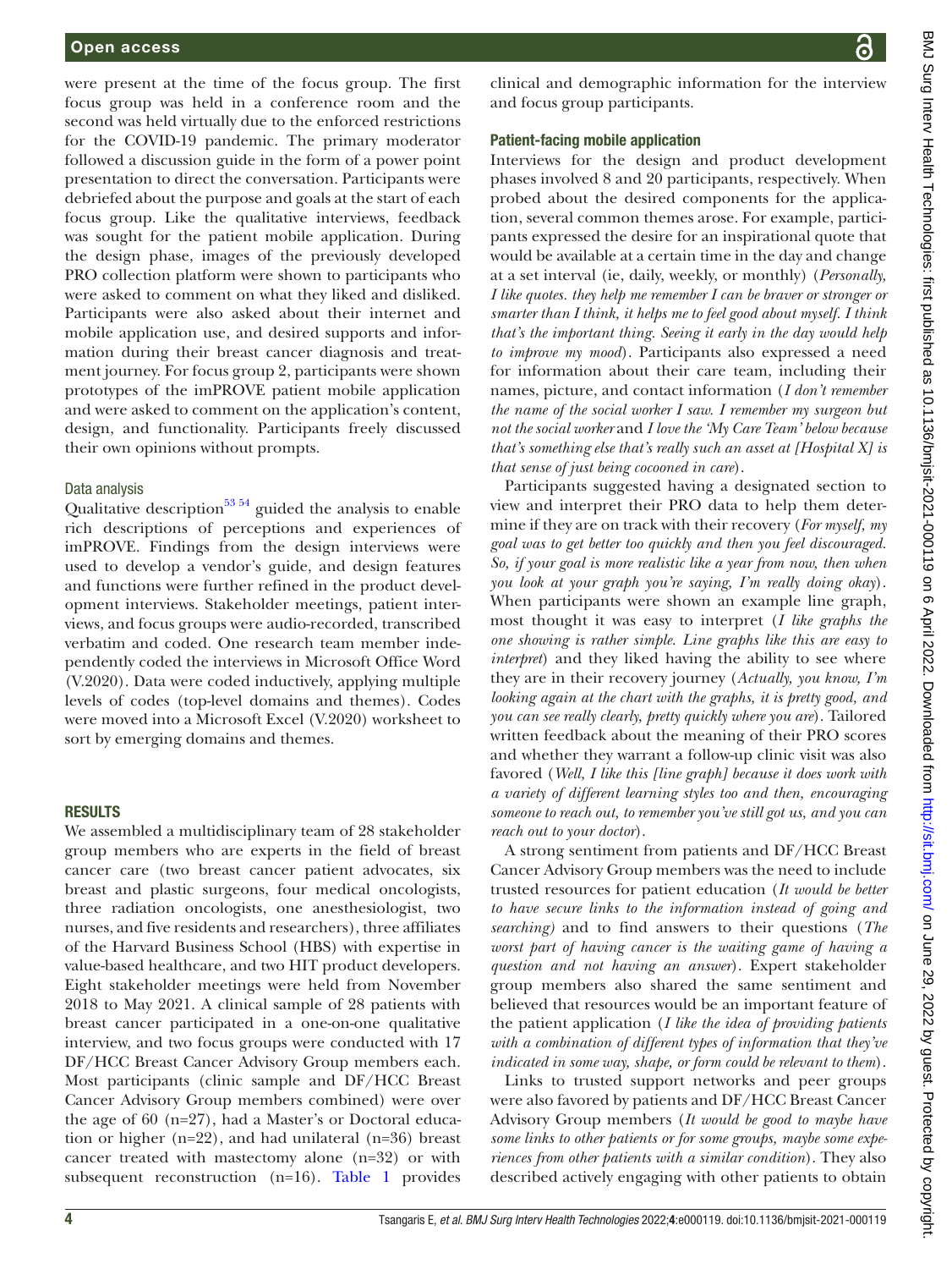were present at the time of the focus group. The first focus group was held in a conference room and the second was held virtually due to the enforced restrictions for the COVID-19 pandemic. The primary moderator followed a discussion guide in the form of a power point presentation to direct the conversation. Participants were debriefed about the purpose and goals at the start of each focus group. Like the qualitative interviews, feedback was sought for the patient mobile application. During the design phase, images of the previously developed PRO collection platform were shown to participants who were asked to comment on what they liked and disliked. Participants were also asked about their internet and mobile application use, and desired supports and information during their breast cancer diagnosis and treatment journey. For focus group 2, participants were shown prototypes of the imPROVE patient mobile application and were asked to comment on the application's content, design, and functionality. Participants freely discussed their own opinions without prompts.

### Data analysis

Qualitative description[53 54] guided the analysis to enable rich descriptions of perceptions and experiences of imPROVE. Findings from the design interviews were used to develop a vendor's guide, and design features and functions were further refined in the product development interviews. Stakeholder meetings, patient interviews, and focus groups were audio-recorded, transcribed verbatim and coded. One research team member independently coded the interviews in Microsoft Office Word (V.2020). Data were coded inductively, applying multiple levels of codes (top-level domains and themes). Codes were moved into a Microsoft Excel (V.2020) worksheet to sort by emerging domains and themes.

## RESULTS

We assembled a multidisciplinary team of 28 stakeholder group members who are experts in the field of breast cancer care (two breast cancer patient advocates, six breast and plastic surgeons, four medical oncologists, three radiation oncologists, one anesthesiologist, two nurses, and five residents and researchers), three affiliates of the Harvard Business School (HBS) with expertise in value-based healthcare, and two HIT product developers. Eight stakeholder meetings were held from November 2018 to May 2021. A clinical sample of 28 patients with breast cancer participated in a one-on-one qualitative interview, and two focus groups were conducted with 17 DF/HCC Breast Cancer Advisory Group members each. Most participants (clinic sample and DF/HCC Breast Cancer Advisory Group members combined) were over the age of 60 (n=27), had a Master's or Doctoral education or higher (n=22), and had unilateral (n=36) breast cancer treated with mastectomy alone (n=32) or with subsequent reconstruction (n=16). Table 1 provides clinical and demographic information for the interview and focus group participants.

### Patient-facing mobile application

Interviews for the design and product development phases involved 8 and 20 participants, respectively. When probed about the desired components for the application, several common themes arose. For example, participants expressed the desire for an inspirational quote that would be available at a certain time in the day and change at a set interval (ie, daily, weekly, or monthly) (*Personally, I like quotes. they help me remember I can be braver or stronger or smarter than I think, it helps me to feel good about myself. I think that's the important thing. Seeing it early in the day would help to improve my mood*). Participants also expressed a need for information about their care team, including their names, picture, and contact information (*I don't remember the name of the social worker I saw. I remember my surgeon but not the social worker* and *I love the 'My Care Team' below because that's something else that's really such an asset at [Hospital X] is that sense of just being cocooned in care*).

Participants suggested having a designated section to view and interpret their PRO data to help them determine if they are on track with their recovery (*For myself, my goal was to get better too quickly and then you feel discouraged. So, if your goal is more realistic like a year from now, then when you look at your graph you're saying, I'm really doing okay*). When participants were shown an example line graph, most thought it was easy to interpret (*I like graphs the one showing is rather simple. Line graphs like this are easy to interpret*) and they liked having the ability to see where they are in their recovery journey (*Actually, you know, I'm looking again at the chart with the graphs, it is pretty good, and you can see really clearly, pretty quickly where you are*). Tailored written feedback about the meaning of their PRO scores and whether they warrant a follow-up clinic visit was also favored (*Well, I like this [line graph] because it does work with a variety of different learning styles too and then, encouraging someone to reach out, to remember you've still got us, and you can reach out to your doctor*).

A strong sentiment from patients and DF/HCC Breast Cancer Advisory Group members was the need to include trusted resources for patient education (*It would be better to have secure links to the information instead of going and searching*) and to find answers to their questions (*The worst part of having cancer is the waiting game of having a question and not having an answer*). Expert stakeholder group members also shared the same sentiment and believed that resources would be an important feature of the patient application (*I like the idea of providing patients with a combination of different types of information that they've indicated in some way, shape, or form could be relevant to them*).

Links to trusted support networks and peer groups were also favored by patients and DF/HCC Breast Cancer Advisory Group members (*It would be good to maybe have some links to other patients or for some groups, maybe some experiences from other patients with a similar condition*). They also described actively engaging with other patients to obtain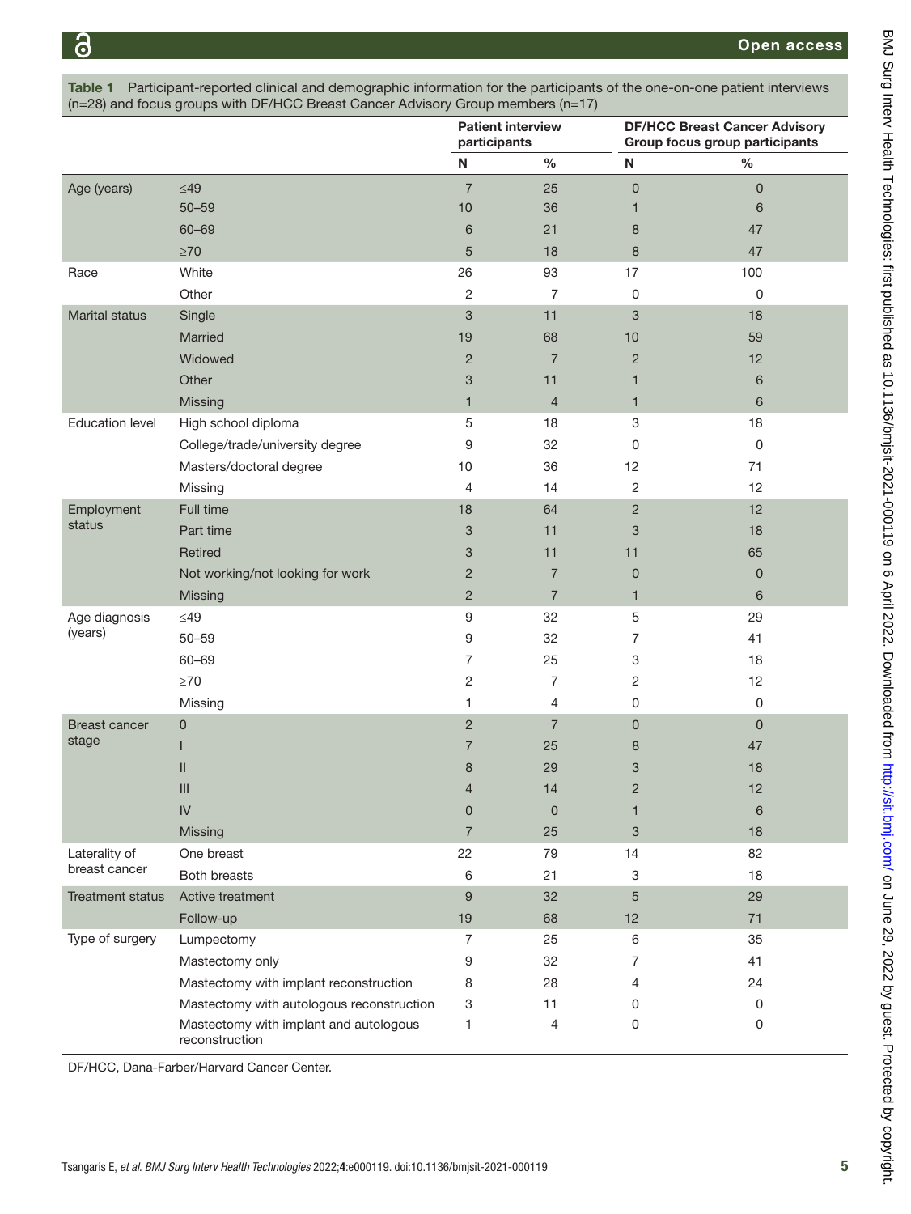**Table 1** Participant-reported clinical and demographic information for the participants of the one-on-one patient interviews (n=28) and focus groups with DF/HCC Breast Cancer Advisory Group members (n=17)

| | | Patient interview participants | | DF/HCC Breast Cancer Advisory Group focus group participants | |
|---|---|---|---|---|---|
| | | N | % | N | % |
| Age (years) | ≤49 | 7 | 25 | 0 | 0 |
| | 50–59 | 10 | 36 | 1 | 6 |
| | 60–69 | 6 | 21 | 8 | 47 |
| | ≥70 | 5 | 18 | 8 | 47 |
| Race | White | 26 | 93 | 17 | 100 |
| | Other | 2 | 7 | 0 | 0 |
| Marital status | Single | 3 | 11 | 3 | 18 |
| | Married | 19 | 68 | 10 | 59 |
| | Widowed | 2 | 7 | 2 | 12 |
| | Other | 3 | 11 | 1 | 6 |
| | Missing | 1 | 4 | 1 | 6 |
| Education level | High school diploma | 5 | 18 | 3 | 18 |
| | College/trade/university degree | 9 | 32 | 0 | 0 |
| | Masters/doctoral degree | 10 | 36 | 12 | 71 |
| | Missing | 4 | 14 | 2 | 12 |
| Employment status | Full time | 18 | 64 | 2 | 12 |
| | Part time | 3 | 11 | 3 | 18 |
| | Retired | 3 | 11 | 11 | 65 |
| | Not working/not looking for work | 2 | 7 | 0 | 0 |
| | Missing | 2 | 7 | 1 | 6 |
| Age diagnosis (years) | ≤49 | 9 | 32 | 5 | 29 |
| | 50–59 | 9 | 32 | 7 | 41 |
| | 60–69 | 7 | 25 | 3 | 18 |
| | ≥70 | 2 | 7 | 2 | 12 |
| | Missing | 1 | 4 | 0 | 0 |
| Breast cancer stage | 0 | 2 | 7 | 0 | 0 |
| | I | 7 | 25 | 8 | 47 |
| | II | 8 | 29 | 3 | 18 |
| | III | 4 | 14 | 2 | 12 |
| | IV | 0 | 0 | 1 | 6 |
| | Missing | 7 | 25 | 3 | 18 |
| Laterality of breast cancer | One breast | 22 | 79 | 14 | 82 |
| | Both breasts | 6 | 21 | 3 | 18 |
| Treatment status | Active treatment | 9 | 32 | 5 | 29 |
| | Follow-up | 19 | 68 | 12 | 71 |
| Type of surgery | Lumpectomy | 7 | 25 | 6 | 35 |
| | Mastectomy only | 9 | 32 | 7 | 41 |
| | Mastectomy with implant reconstruction | 8 | 28 | 4 | 24 |
| | Mastectomy with autologous reconstruction | 3 | 11 | 0 | 0 |
| | Mastectomy with implant and autologous reconstruction | 1 | 4 | 0 | 0 |

DF/HCC, Dana-Farber/Harvard Cancer Center.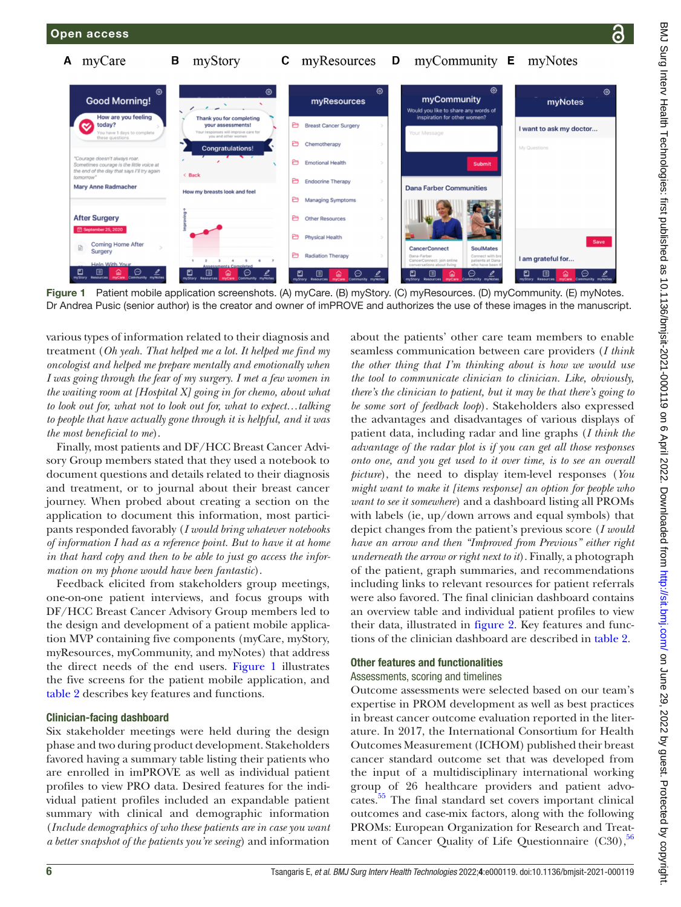Figure 1 Patient mobile application screenshots. (A) myCare. (B) myStory. (C) myResources. (D) myCommunity. (E) myNotes. Dr Andrea Pusic (senior author) is the creator and owner of imPROVE and authorizes the use of these images in the manuscript.

various types of information related to their diagnosis and treatment (*Oh yeah. That helped me a lot. It helped me find my oncologist and helped me prepare mentally and emotionally when I was going through the fear of my surgery. I met a few women in the waiting room at [Hospital X] going in for chemo, about what to look out for, what not to look out for, what to expect…talking to people that have actually gone through it is helpful, and it was the most beneficial to me*).

Finally, most patients and DF/HCC Breast Cancer Advisory Group members stated that they used a notebook to document questions and details related to their diagnosis and treatment, or to journal about their breast cancer journey. When probed about creating a section on the application to document this information, most participants responded favorably (*I would bring whatever notebooks of information I had as a reference point. But to have it at home in that hard copy and then to be able to just go access the information on my phone would have been fantastic*).

Feedback elicited from stakeholders group meetings, one-on-one patient interviews, and focus groups with DF/HCC Breast Cancer Advisory Group members led to the design and development of a patient mobile application MVP containing five components (myCare, myStory, myResources, myCommunity, and myNotes) that address the direct needs of the end users. Figure 1 illustrates the five screens for the patient mobile application, and table 2 describes key features and functions.

### Clinician-facing dashboard

Six stakeholder meetings were held during the design phase and two during product development. Stakeholders favored having a summary table listing their patients who are enrolled in imPROVE as well as individual patient profiles to view PRO data. Desired features for the individual patient profiles included an expandable patient summary with clinical and demographic information (*Include demographics of who these patients are in case you want a better snapshot of the patients you're seeing*) and information about the patients' other care team members to enable seamless communication between care providers (*I think the other thing that I'm thinking about is how we would use the tool to communicate clinician to clinician. Like, obviously, there's the clinician to patient, but it may be that there's going to be some sort of feedback loop*). Stakeholders also expressed the advantages and disadvantages of various displays of patient data, including radar and line graphs (*I think the advantage of the radar plot is if you can get all those responses onto one, and you get used to it over time, is to see an overall picture*), the need to display item-level responses (*You might want to make it [items response] an option for people who want to see it somewhere*) and a dashboard listing all PROMs with labels (ie, up/down arrows and equal symbols) that depict changes from the patient's previous score (*I would have an arrow and then "Improved from Previous" either right underneath the arrow or right next to it*). Finally, a photograph of the patient, graph summaries, and recommendations including links to relevant resources for patient referrals were also favored. The final clinician dashboard contains an overview table and individual patient profiles to view their data, illustrated in figure 2. Key features and functions of the clinician dashboard are described in table 2.

### Other features and functionalities

#### Assessments, scoring and timelines

Outcome assessments were selected based on our team's expertise in PROM development as well as best practices in breast cancer outcome evaluation reported in the literature. In 2017, the International Consortium for Health Outcomes Measurement (ICHOM) published their breast cancer standard outcome set that was developed from the input of a multidisciplinary international working group of 26 healthcare providers and patient advocates.[55] The final standard set covers important clinical outcomes and case-mix factors, along with the following PROMs: European Organization for Research and Treatment of Cancer Quality of Life Questionnaire (C30),[56]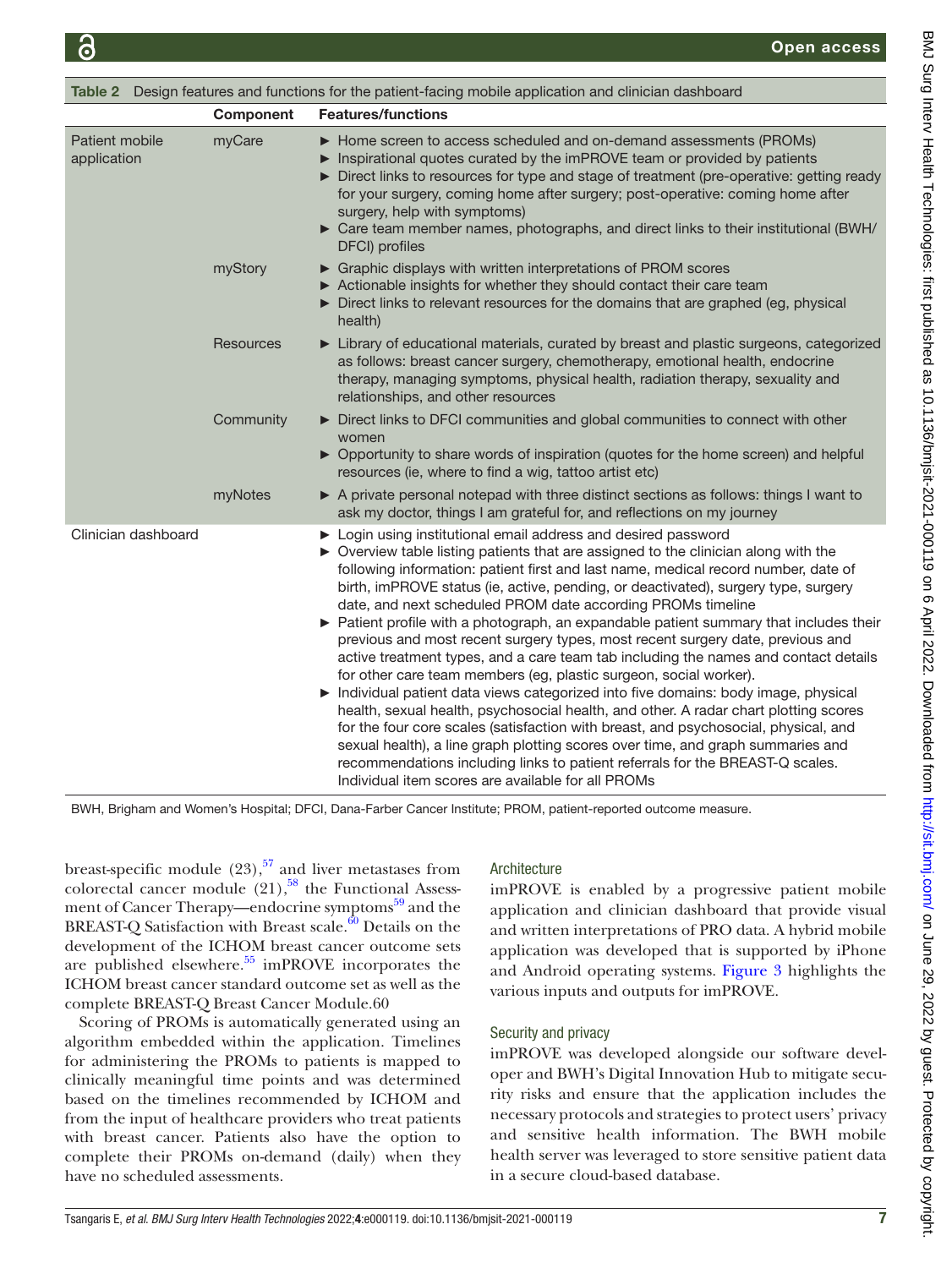Table 2 Design features and functions for the patient-facing mobile application and clinician dashboard

| | Component | Features/functions |
|---|---|---|
| Patient mobile application | myCare | ► Home screen to access scheduled and on-demand assessments (PROMs)<br>► Inspirational quotes curated by the imPROVE team or provided by patients<br>► Direct links to resources for type and stage of treatment (pre-operative: getting ready for your surgery, coming home after surgery; post-operative: coming home after surgery, help with symptoms)<br>► Care team member names, photographs, and direct links to their institutional (BWH/DFCI) profiles |
| | myStory | ► Graphic displays with written interpretations of PROM scores<br>► Actionable insights for whether they should contact their care team<br>► Direct links to relevant resources for the domains that are graphed (eg, physical health) |
| | Resources | ► Library of educational materials, curated by breast and plastic surgeons, categorized as follows: breast cancer surgery, chemotherapy, emotional health, endocrine therapy, managing symptoms, physical health, radiation therapy, sexuality and relationships, and other resources |
| | Community | ► Direct links to DFCI communities and global communities to connect with other women<br>► Opportunity to share words of inspiration (quotes for the home screen) and helpful resources (ie, where to find a wig, tattoo artist etc) |
| | myNotes | ► A private personal notepad with three distinct sections as follows: things I want to ask my doctor, things I am grateful for, and reflections on my journey |
| Clinician dashboard | | ► Login using institutional email address and desired password<br>► Overview table listing patients that are assigned to the clinician along with the following information: patient first and last name, medical record number, date of birth, imPROVE status (ie, active, pending, or deactivated), surgery type, surgery date, and next scheduled PROM date according PROMs timeline<br>► Patient profile with a photograph, an expandable patient summary that includes their previous and most recent surgery types, most recent surgery date, previous and active treatment types, and a care team tab including the names and contact details for other care team members (eg, plastic surgeon, social worker).<br>► Individual patient data views categorized into five domains: body image, physical health, sexual health, psychosocial health, and other. A radar chart plotting scores for the four core scales (satisfaction with breast, and psychosocial, physical, and sexual health), a line graph plotting scores over time, and graph summaries and recommendations including links to patient referrals for the BREAST-Q scales. Individual item scores are available for all PROMs |

BWH, Brigham and Women's Hospital; DFCI, Dana-Farber Cancer Institute; PROM, patient-reported outcome measure.

breast-specific module (23),[57] and liver metastases from colorectal cancer module (21),[58] the Functional Assessment of Cancer Therapy—endocrine symptoms[59] and the BREAST-Q Satisfaction with Breast scale.[60] Details on the development of the ICHOM breast cancer outcome sets are published elsewhere.[55] imPROVE incorporates the ICHOM breast cancer standard outcome set as well as the complete BREAST-Q Breast Cancer Module.60

Scoring of PROMs is automatically generated using an algorithm embedded within the application. Timelines for administering the PROMs to patients is mapped to clinically meaningful time points and was determined based on the timelines recommended by ICHOM and from the input of healthcare providers who treat patients with breast cancer. Patients also have the option to complete their PROMs on-demand (daily) when they have no scheduled assessments.

### Architecture

imPROVE is enabled by a progressive patient mobile application and clinician dashboard that provide visual and written interpretations of PRO data. A hybrid mobile application was developed that is supported by iPhone and Android operating systems. Figure 3 highlights the various inputs and outputs for imPROVE.

### Security and privacy

imPROVE was developed alongside our software developer and BWH's Digital Innovation Hub to mitigate security risks and ensure that the application includes the necessary protocols and strategies to protect users' privacy and sensitive health information. The BWH mobile health server was leveraged to store sensitive patient data in a secure cloud-based database.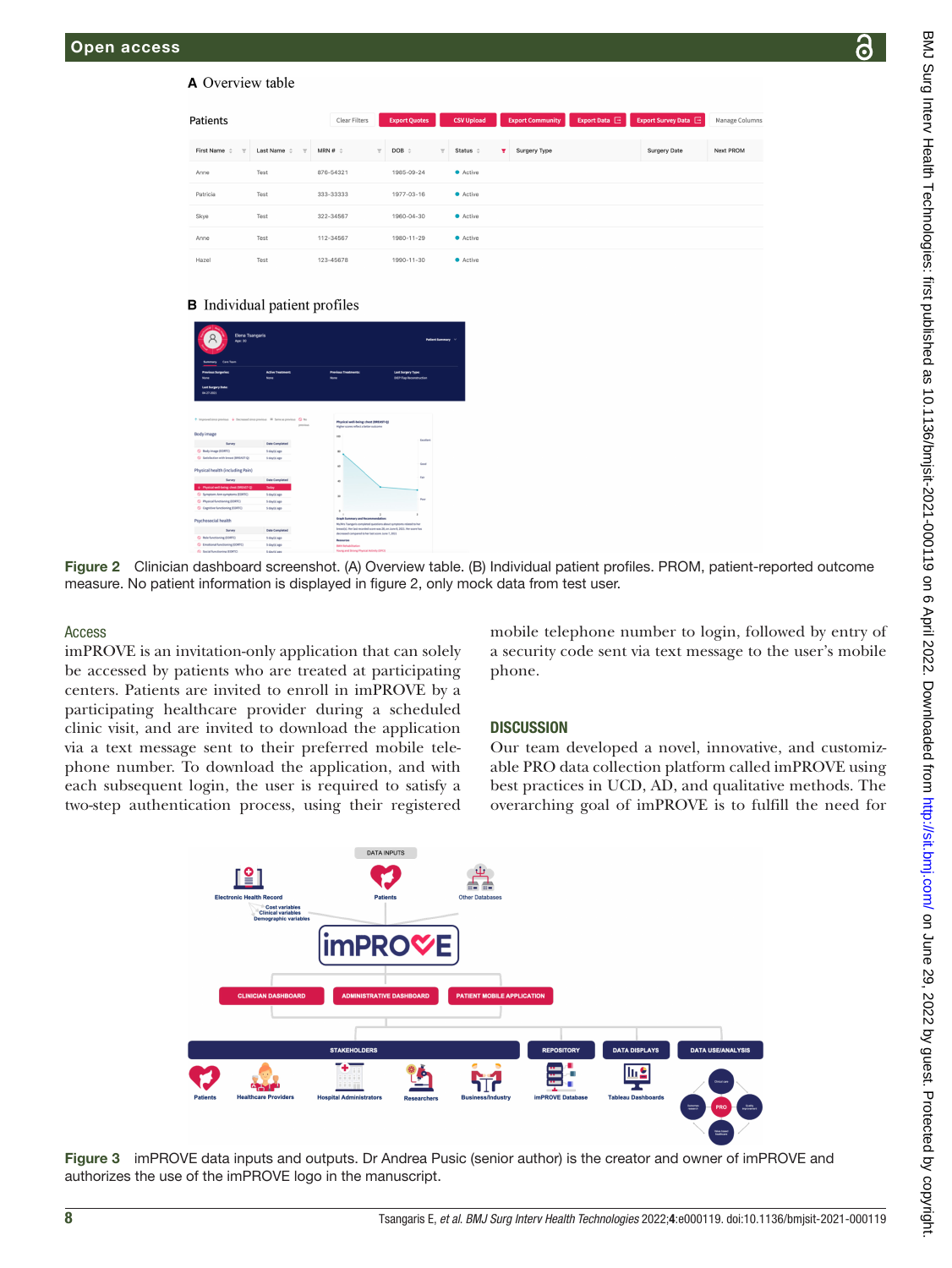Figure 2 Clinician dashboard screenshot. (A) Overview table. (B) Individual patient profiles. PROM, patient-reported outcome measure. No patient information is displayed in figure 2, only mock data from test user.

### Access

imPROVE is an invitation-only application that can solely be accessed by patients who are treated at participating centers. Patients are invited to enroll in imPROVE by a participating healthcare provider during a scheduled clinic visit, and are invited to download the application via a text message sent to their preferred mobile telephone number. To download the application, and with each subsequent login, the user is required to satisfy a two-step authentication process, using their registered mobile telephone number to login, followed by entry of a security code sent via text message to the user's mobile phone.

## DISCUSSION

Our team developed a novel, innovative, and customizable PRO data collection platform called imPROVE using best practices in UCD, AD, and qualitative methods. The overarching goal of imPROVE is to fulfill the need for

Figure 3 imPROVE data inputs and outputs. Dr Andrea Pusic (senior author) is the creator and owner of imPROVE and authorizes the use of the imPROVE logo in the manuscript.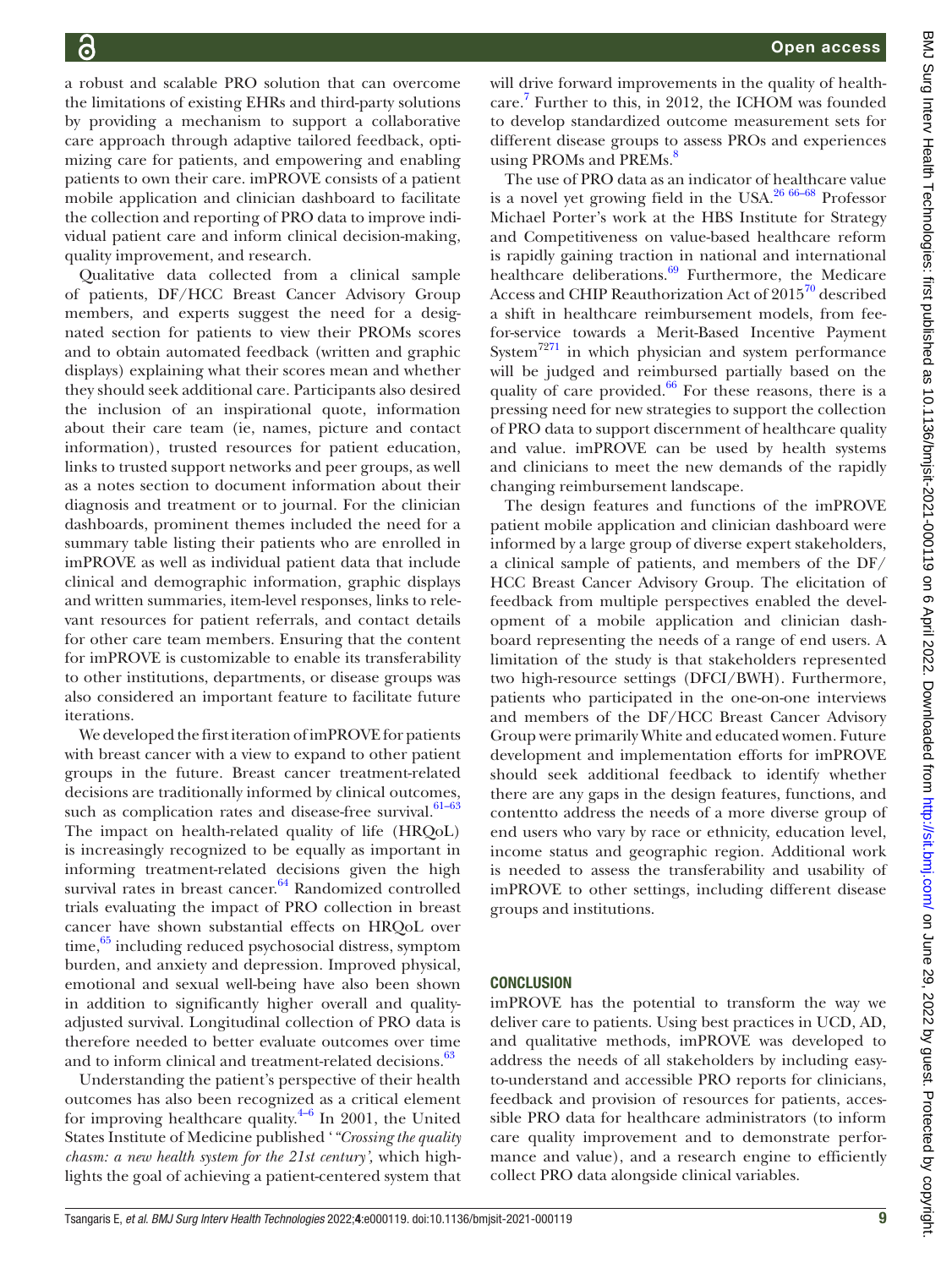a robust and scalable PRO solution that can overcome the limitations of existing EHRs and third-party solutions by providing a mechanism to support a collaborative care approach through adaptive tailored feedback, optimizing care for patients, and empowering and enabling patients to own their care. imPROVE consists of a patient mobile application and clinician dashboard to facilitate the collection and reporting of PRO data to improve individual patient care and inform clinical decision-making, quality improvement, and research.

Qualitative data collected from a clinical sample of patients, DF/HCC Breast Cancer Advisory Group members, and experts suggest the need for a designated section for patients to view their PROMs scores and to obtain automated feedback (written and graphic displays) explaining what their scores mean and whether they should seek additional care. Participants also desired the inclusion of an inspirational quote, information about their care team (ie, names, picture and contact information), trusted resources for patient education, links to trusted support networks and peer groups, as well as a notes section to document information about their diagnosis and treatment or to journal. For the clinician dashboards, prominent themes included the need for a summary table listing their patients who are enrolled in imPROVE as well as individual patient data that include clinical and demographic information, graphic displays and written summaries, item-level responses, links to relevant resources for patient referrals, and contact details for other care team members. Ensuring that the content for imPROVE is customizable to enable its transferability to other institutions, departments, or disease groups was also considered an important feature to facilitate future iterations.

We developed the first iteration of imPROVE for patients with breast cancer with a view to expand to other patient groups in the future. Breast cancer treatment-related decisions are traditionally informed by clinical outcomes, such as complication rates and disease-free survival.[61–63] The impact on health-related quality of life (HRQoL) is increasingly recognized to be equally as important in informing treatment-related decisions given the high survival rates in breast cancer.[64] Randomized controlled trials evaluating the impact of PRO collection in breast cancer have shown substantial effects on HRQoL over time,[65] including reduced psychosocial distress, symptom burden, and anxiety and depression. Improved physical, emotional and sexual well-being have also been shown in addition to significantly higher overall and quality-adjusted survival. Longitudinal collection of PRO data is therefore needed to better evaluate outcomes over time and to inform clinical and treatment-related decisions.[63]

Understanding the patient's perspective of their health outcomes has also been recognized as a critical element for improving healthcare quality.[4–6] In 2001, the United States Institute of Medicine published '*"Crossing the quality chasm: a new health system for the 21st century'*, which highlights the goal of achieving a patient-centered system that will drive forward improvements in the quality of healthcare.[7] Further to this, in 2012, the ICHOM was founded to develop standardized outcome measurement sets for different disease groups to assess PROs and experiences using PROMs and PREMs.[8]

The use of PRO data as an indicator of healthcare value is a novel yet growing field in the USA.[26 66–68] Professor Michael Porter's work at the HBS Institute for Strategy and Competitiveness on value-based healthcare reform is rapidly gaining traction in national and international healthcare deliberations.[69] Furthermore, the Medicare Access and CHIP Reauthorization Act of 2015[70] described a shift in healthcare reimbursement models, from fee-for-service towards a Merit-Based Incentive Payment System[72 71] in which physician and system performance will be judged and reimbursed partially based on the quality of care provided.[66] For these reasons, there is a pressing need for new strategies to support the collection of PRO data to support discernment of healthcare quality and value. imPROVE can be used by health systems and clinicians to meet the new demands of the rapidly changing reimbursement landscape.

The design features and functions of the imPROVE patient mobile application and clinician dashboard were informed by a large group of diverse expert stakeholders, a clinical sample of patients, and members of the DF/HCC Breast Cancer Advisory Group. The elicitation of feedback from multiple perspectives enabled the development of a mobile application and clinician dashboard representing the needs of a range of end users. A limitation of the study is that stakeholders represented two high-resource settings (DFCI/BWH). Furthermore, patients who participated in the one-on-one interviews and members of the DF/HCC Breast Cancer Advisory Group were primarily White and educated women. Future development and implementation efforts for imPROVE should seek additional feedback to identify whether there are any gaps in the design features, functions, and contentto address the needs of a more diverse group of end users who vary by race or ethnicity, education level, income status and geographic region. Additional work is needed to assess the transferability and usability of imPROVE to other settings, including different disease groups and institutions.

## CONCLUSION

imPROVE has the potential to transform the way we deliver care to patients. Using best practices in UCD, AD, and qualitative methods, imPROVE was developed to address the needs of all stakeholders by including easy-to-understand and accessible PRO reports for clinicians, feedback and provision of resources for patients, accessible PRO data for healthcare administrators (to inform care quality improvement and to demonstrate performance and value), and a research engine to efficiently collect PRO data alongside clinical variables.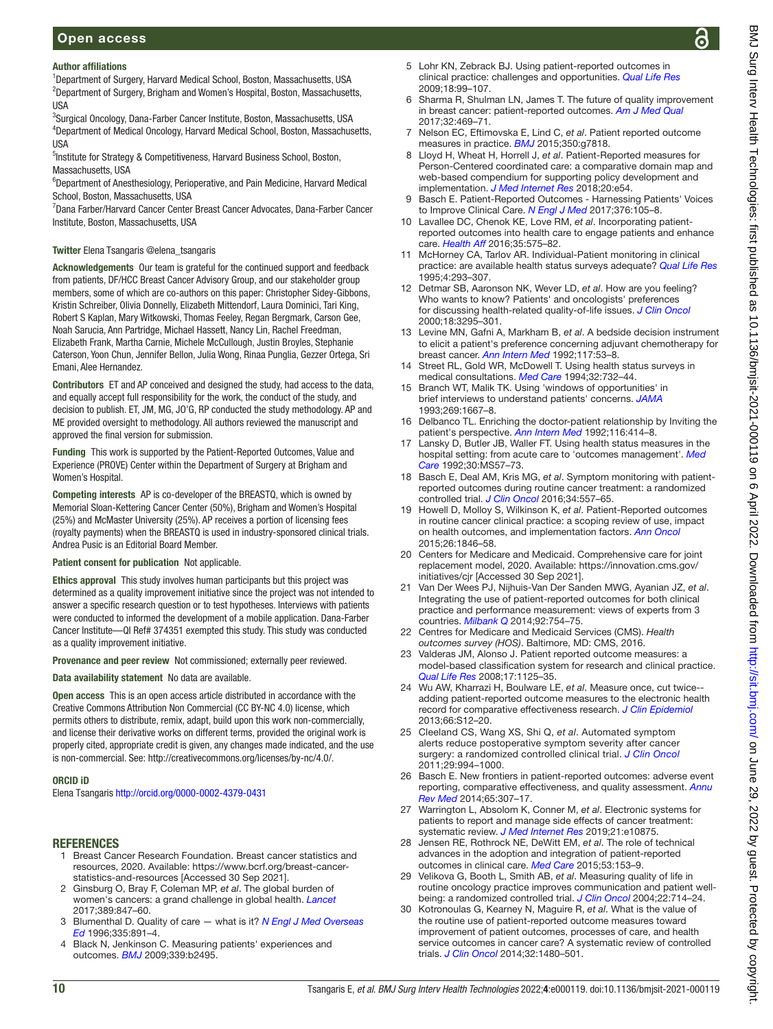**Author affiliations**

[1]Department of Surgery, Harvard Medical School, Boston, Massachusetts, USA
[2]Department of Surgery, Brigham and Women's Hospital, Boston, Massachusetts, USA
[3]Surgical Oncology, Dana-Farber Cancer Institute, Boston, Massachusetts, USA
[4]Department of Medical Oncology, Harvard Medical School, Boston, Massachusetts, USA
[5]Institute for Strategy & Competitiveness, Harvard Business School, Boston, Massachusetts, USA
[6]Department of Anesthesiology, Perioperative, and Pain Medicine, Harvard Medical School, Boston, Massachusetts, USA
[7]Dana Farber/Harvard Cancer Center Breast Cancer Advocates, Dana-Farber Cancer Institute, Boston, Massachusetts, USA

**Twitter** Elena Tsangaris @elena_tsangaris

**Acknowledgements** Our team is grateful for the continued support and feedback from patients, DF/HCC Breast Cancer Advisory Group, and our stakeholder group members, some of which are co-authors on this paper: Christopher Sidey-Gibbons, Kristin Schreiber, Olivia Donnelly, Elizabeth Mittendorf, Laura Dominici, Tari King, Robert S Kaplan, Mary Witkowski, Thomas Feeley, Regan Bergmark, Carson Gee, Noah Sarucia, Ann Partridge, Michael Hassett, Nancy Lin, Rachel Freedman, Elizabeth Frank, Martha Carnie, Michele McCullough, Justin Broyles, Stephanie Caterson, Yoon Chun, Jennifer Bellon, Julia Wong, Rinaa Punglia, Gezzer Ortega, Sri Emani, Alee Hernandez.

**Contributors** ET and AP conceived and designed the study, had access to the data, and equally accept full responsibility for the work, the conduct of the study, and decision to publish. ET, JM, MG, JO'G, RP conducted the study methodology. AP and ME provided oversight to methodology. All authors reviewed the manuscript and approved the final version for submission.

**Funding** This work is supported by the Patient-Reported Outcomes, Value and Experience (PROVE) Center within the Department of Surgery at Brigham and Women's Hospital.

**Competing interests** AP is co-developer of the BREASTQ, which is owned by Memorial Sloan-Kettering Cancer Center (50%), Brigham and Women's Hospital (25%) and McMaster University (25%). AP receives a portion of licensing fees (royalty payments) when the BREASTQ is used in industry-sponsored clinical trials. Andrea Pusic is an Editorial Board Member.

**Patient consent for publication** Not applicable.

**Ethics approval** This study involves human participants but this project was determined as a quality improvement initiative since the project was not intended to answer a specific research question or to test hypotheses. Interviews with patients were conducted to informed the development of a mobile application. Dana-Farber Cancer Institute—QI Ref# 374351 exempted this study. This study was conducted as a quality improvement initiative.

**Provenance and peer review** Not commissioned; externally peer reviewed.

**Data availability statement** No data are available.

**Open access** This is an open access article distributed in accordance with the Creative Commons Attribution Non Commercial (CC BY-NC 4.0) license, which permits others to distribute, remix, adapt, build upon this work non-commercially, and license their derivative works on different terms, provided the original work is properly cited, appropriate credit is given, any changes made indicated, and the use is non-commercial. See: http://creativecommons.org/licenses/by-nc/4.0/.

**ORCID iD**

Elena Tsangaris http://orcid.org/0000-0002-4379-0431

## REFERENCES

1. Breast Cancer Research Foundation. Breast cancer statistics and resources, 2020. Available: https://www.bcrf.org/breast-cancer-statistics-and-resources [Accessed 30 Sep 2021].
2. Ginsburg O, Bray F, Coleman MP, *et al*. The global burden of women's cancers: a grand challenge in global health. *Lancet* 2017;389:847–60.
3. Blumenthal D. Quality of care — what is it? *N Engl J Med Overseas Ed* 1996;335:891–4.
4. Black N, Jenkinson C. Measuring patients' experiences and outcomes. *BMJ* 2009;339:b2495.
5. Lohr KN, Zebrack BJ. Using patient-reported outcomes in clinical practice: challenges and opportunities. *Qual Life Res* 2009;18:99–107.
6. Sharma R, Shulman LN, James T. The future of quality improvement in breast cancer: patient-reported outcomes. *Am J Med Qual* 2017;32:469–71.
7. Nelson EC, Eftimovska E, Lind C, *et al*. Patient reported outcome measures in practice. *BMJ* 2015;350:g7818.
8. Lloyd H, Wheat H, Horrell J, *et al*. Patient-Reported measures for Person-Centered coordinated care: a comparative domain map and web-based compendium for supporting policy development and implementation. *J Med Internet Res* 2018;20:e54.
9. Basch E. Patient-Reported Outcomes - Harnessing Patients' Voices to Improve Clinical Care. *N Engl J Med* 2017;376:105–8.
10. Lavallee DC, Chenok KE, Love RM, *et al*. Incorporating patient-reported outcomes into health care to engage patients and enhance care. *Health Aff* 2016;35:575–82.
11. McHorney CA, Tarlov AR. Individual-Patient monitoring in clinical practice: are available health status surveys adequate? *Qual Life Res* 1995;4:293–307.
12. Detmar SB, Aaronson NK, Wever LD, *et al*. How are you feeling? Who wants to know? Patients' and oncologists' preferences for discussing health-related quality-of-life issues. *J Clin Oncol* 2000;18:3295–301.
13. Levine MN, Gafni A, Markham B, *et al*. A bedside decision instrument to elicit a patient's preference concerning adjuvant chemotherapy for breast cancer. *Ann Intern Med* 1992;117:53–8.
14. Street RL, Gold WR, McDowell T. Using health status surveys in medical consultations. *Med Care* 1994;32:732–44.
15. Branch WT, Malik TK. Using 'windows of opportunities' in brief interviews to understand patients' concerns. *JAMA* 1993;269:1667–8.
16. Delbanco TL. Enriching the doctor-patient relationship by Inviting the patient's perspective. *Ann Intern Med* 1992;116:414–8.
17. Lansky D, Butler JB, Waller FT. Using health status measures in the hospital setting: from acute care to 'outcomes management'. *Med Care* 1992;30:MS57–73.
18. Basch E, Deal AM, Kris MG, *et al*. Symptom monitoring with patient-reported outcomes during routine cancer treatment: a randomized controlled trial. *J Clin Oncol* 2016;34:557–65.
19. Howell D, Molloy S, Wilkinson K, *et al*. Patient-Reported outcomes in routine cancer clinical practice: a scoping review of use, impact on health outcomes, and implementation factors. *Ann Oncol* 2015;26:1846–58.
20. Centers for Medicare and Medicaid. Comprehensive care for joint replacement model, 2020. Available: https://innovation.cms.gov/initiatives/cjr [Accessed 30 Sep 2021].
21. Van Der Wees PJ, Nijhuis-Van Der Sanden MWG, Ayanian JZ, *et al*. Integrating the use of patient-reported outcomes for both clinical practice and performance measurement: views of experts from 3 countries. *Milbank Q* 2014;92:754–75.
22. Centres for Medicare and Medicaid Services (CMS). *Health outcomes survey (HOS)*. Baltimore, MD: CMS, 2016.
23. Valderas JM, Alonso J. Patient reported outcome measures: a model-based classification system for research and clinical practice. *Qual Life Res* 2008;17:1125–35.
24. Wu AW, Kharrazi H, Boulware LE, *et al*. Measure once, cut twice--adding patient-reported outcome measures to the electronic health record for comparative effectiveness research. *J Clin Epidemiol* 2013;66:S12–20.
25. Cleeland CS, Wang XS, Shi Q, *et al*. Automated symptom alerts reduce postoperative symptom severity after cancer surgery: a randomized controlled clinical trial. *J Clin Oncol* 2011;29:994–1000.
26. Basch E. New frontiers in patient-reported outcomes: adverse event reporting, comparative effectiveness, and quality assessment. *Annu Rev Med* 2014;65:307–17.
27. Warrington L, Absolom K, Conner M, *et al*. Electronic systems for patients to report and manage side effects of cancer treatment: systematic review. *J Med Internet Res* 2019;21:e10875.
28. Jensen RE, Rothrock NE, DeWitt EM, *et al*. The role of technical advances in the adoption and integration of patient-reported outcomes in clinical care. *Med Care* 2015;53:153–9.
29. Velikova G, Booth L, Smith AB, *et al*. Measuring quality of life in routine oncology practice improves communication and patient well-being: a randomized controlled trial. *J Clin Oncol* 2004;22:714–24.
30. Kotronoulas G, Kearney N, Maguire R, *et al*. What is the value of the routine use of patient-reported outcome measures toward improvement of patient outcomes, processes of care, and health service outcomes in cancer care? A systematic review of controlled trials. *J Clin Oncol* 2014;32:1480–501.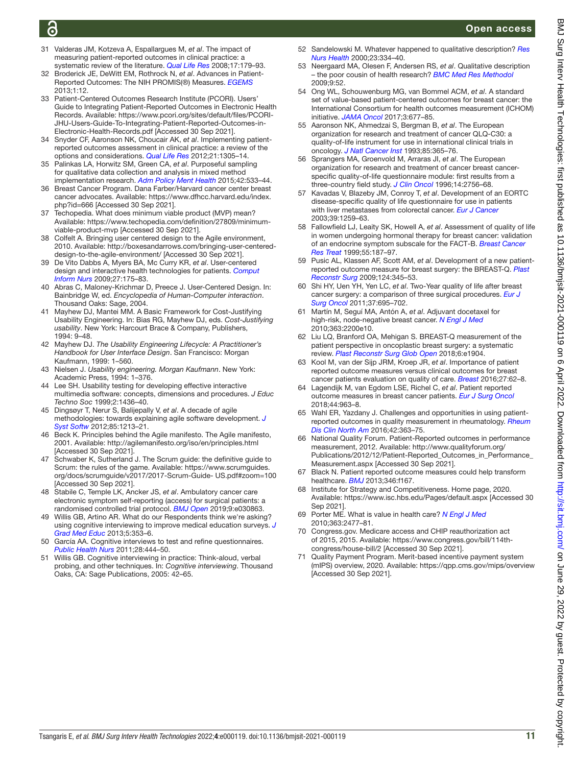31 Valderas JM, Kotzeva A, Espallargues M, *et al*. The impact of measuring patient-reported outcomes in clinical practice: a systematic review of the literature. *Qual Life Res* 2008;17:179–93.
32 Broderick JE, DeWitt EM, Rothrock N, *et al*. Advances in Patient-Reported Outcomes: The NIH PROMIS(®) Measures. *EGEMS* 2013;1:12.
33 Patient-Centered Outcomes Research Institute (PCORI). Users' Guide to Integrating Patient-Reported Outcomes in Electronic Health Records. Available: https://www.pcori.org/sites/default/files/PCORI-JHU-Users-Guide-To-Integrating-Patient-Reported-Outcomes-in-Electronic-Health-Records.pdf [Accessed 30 Sep 2021].
34 Snyder CF, Aaronson NK, Choucair AK, *et al*. Implementing patient-reported outcomes assessment in clinical practice: a review of the options and considerations. *Qual Life Res* 2012;21:1305–14.
35 Palinkas LA, Horwitz SM, Green CA, *et al*. Purposeful sampling for qualitative data collection and analysis in mixed method implementation research. *Adm Policy Ment Health* 2015;42:533–44.
36 Breast Cancer Program. Dana Farber/Harvard cancer center breast cancer advocates. Available: https://www.dfhcc.harvard.edu/index.php?id=666 [Accessed 30 Sep 2021].
37 Techopedia. What does minimum viable product (MVP) mean? Available: https://www.techopedia.com/definition/27809/minimum-viable-product-mvp [Accessed 30 Sep 2021].
38 Colfelt A. Bringing user centered design to the Agile environment, 2010. Available: http://boxesandarrows.com/bringing-user-centered-design-to-the-agile-environment/ [Accessed 30 Sep 2021].
39 De Vito Dabbs A, Myers BA, Mc Curry KR, *et al*. User-centered design and interactive health technologies for patients. *Comput Inform Nurs* 2009;27:175–83.
40 Abras C, Maloney-Krichmar D, Preece J. User-Centered Design. In: Bainbridge W, ed. *Encyclopedia of Human-Computer interaction*. Thousand Oaks: Sage, 2004.
41 Mayhew DJ, Mantei MM. A Basic Framework for Cost-Justifying Usability Engineering. In: Bias RG, Mayhew DJ, eds. *Cost-Justifying usability*. New York: Harcourt Brace & Company, Publishers, 1994: 9–48.
42 Mayhew DJ. *The Usability Engineering Lifecycle: A Practitioner's Handbook for User Interface Design*. San Francisco: Morgan Kaufmann, 1999: 1–560.
43 Nielsen J. *Usability engineering. Morgan Kaufmann*. New York: Academic Press, 1994: 1–376.
44 Lee SH. Usability testing for developing effective interactive multimedia software: concepts, dimensions and procedures. *J Educ Techno Soc* 1999;2:1436–40.
45 Dingsøyr T, Nerur S, Balijepally V, *et al*. A decade of agile methodologies: towards explaining agile software development. *J Syst Softw* 2012;85:1213–21.
46 Beck K. Principles behind the Agile manifesto. The Agile manifesto, 2001. Available: http://agilemanifesto.org/iso/en/principles.html [Accessed 30 Sep 2021].
47 Schwaber K, Sutherland J. The Scrum guide: the definitive guide to Scrum: the rules of the game. Available: https://www.scrumguides.org/docs/scrumguide/v2017/2017-Scrum-Guide- US.pdf#zoom=100 [Accessed 30 Sep 2021].
48 Stabile C, Temple LK, Ancker JS, *et al*. Ambulatory cancer care electronic symptom self-reporting (access) for surgical patients: a randomised controlled trial protocol. *BMJ Open* 2019;9:e030863.
49 Willis GB, Artino AR. What do our Respondents think we're asking? using cognitive interviewing to improve medical education surveys. *J Grad Med Educ* 2013;5:353–6.
50 García AA. Cognitive interviews to test and refine questionnaires. *Public Health Nurs* 2011;28:444–50.
51 Willis GB. Cognitive interviewing in practice: Think-aloud, verbal probing, and other techniques. In: *Cognitive interviewing*. Thousand Oaks, CA: Sage Publications, 2005: 42–65.
52 Sandelowski M. Whatever happened to qualitative description? *Res Nurs Health* 2000;23:334–40.
53 Neergaard MA, Olesen F, Andersen RS, *et al*. Qualitative description – the poor cousin of health research? *BMC Med Res Methodol* 2009;9:52.
54 Ong WL, Schouwenburg MG, van Bommel ACM, *et al*. A standard set of value-based patient-centered outcomes for breast cancer: the International Consortium for health outcomes measurement (ICHOM) initiative. *JAMA Oncol* 2017;3:677–85.
55 Aaronson NK, Ahmedzai S, Bergman B, *et al*. The European organization for research and treatment of cancer QLQ-C30: a quality-of-life instrument for use in international clinical trials in oncology. *J Natl Cancer Inst* 1993;85:365–76.
56 Sprangers MA, Groenvold M, Arraras JI, *et al*. The European organization for research and treatment of cancer breast cancer-specific quality-of-life questionnaire module: first results from a three-country field study. *J Clin Oncol* 1996;14:2756–68.
57 Kavadas V, Blazeby JM, Conroy T, *et al*. Development of an EORTC disease-specific quality of life questionnaire for use in patients with liver metastases from colorectal cancer. *Eur J Cancer* 2003;39:1259–63.
58 Fallowfield LJ, Leaity SK, Howell A, *et al*. Assessment of quality of life in women undergoing hormonal therapy for breast cancer: validation of an endocrine symptom subscale for the FACT-B. *Breast Cancer Res Treat* 1999;55:187–97.
59 Pusic AL, Klassen AF, Scott AM, *et al*. Development of a new patient-reported outcome measure for breast surgery: the BREAST-Q. *Plast Reconstr Surg* 2009;124:345–53.
60 Shi HY, Uen YH, Yen LC, *et al*. Two-Year quality of life after breast cancer surgery: a comparison of three surgical procedures. *Eur J Surg Oncol* 2011;37:695–702.
61 Martín M, Seguí MA, Antón A, *et al*. Adjuvant docetaxel for high-risk, node-negative breast cancer. *N Engl J Med* 2010;363:2200e10.
62 Liu LQ, Branford OA, Mehigan S. BREAST-Q measurement of the patient perspective in oncoplastic breast surgery: a systematic review. *Plast Reconstr Surg Glob Open* 2018;6:e1904.
63 Kool M, van der Sijp JRM, Kroep JR, *et al*. Importance of patient reported outcome measures versus clinical outcomes for breast cancer patients evaluation on quality of care. *Breast* 2016;27:62–8.
64 Lagendijk M, van Egdom LSE, Richel C, *et al*. Patient reported outcome measures in breast cancer patients. *Eur J Surg Oncol* 2018;44:963–8.
65 Wahl ER, Yazdany J. Challenges and opportunities in using patient-reported outcomes in quality measurement in rheumatology. *Rheum Dis Clin North Am* 2016;42:363–75.
66 National Quality Forum. Patient-Reported outcomes in performance measurement, 2012. Available: http://www.qualityforum.org/Publications/2012/12/Patient-Reported_Outcomes_in_Performance_Measurement.aspx [Accessed 30 Sep 2021].
67 Black N. Patient reported outcome measures could help transform healthcare. *BMJ* 2013;346:f167.
68 Institute for Strategy and Competitiveness. Home page, 2020. Available: https://www.isc.hbs.edu/Pages/default.aspx [Accessed 30 Sep 2021].
69 Porter ME. What is value in health care? *N Engl J Med* 2010;363:2477–81.
70 Congress.gov. Medicare access and CHIP reauthorization act of 2015, 2015. Available: https://www.congress.gov/bill/114th-congress/house-bill/2 [Accessed 30 Sep 2021].
71 Quality Payment Program. Merit-based incentive payment system (mIPS) overview, 2020. Available: https://qpp.cms.gov/mips/overview [Accessed 30 Sep 2021].